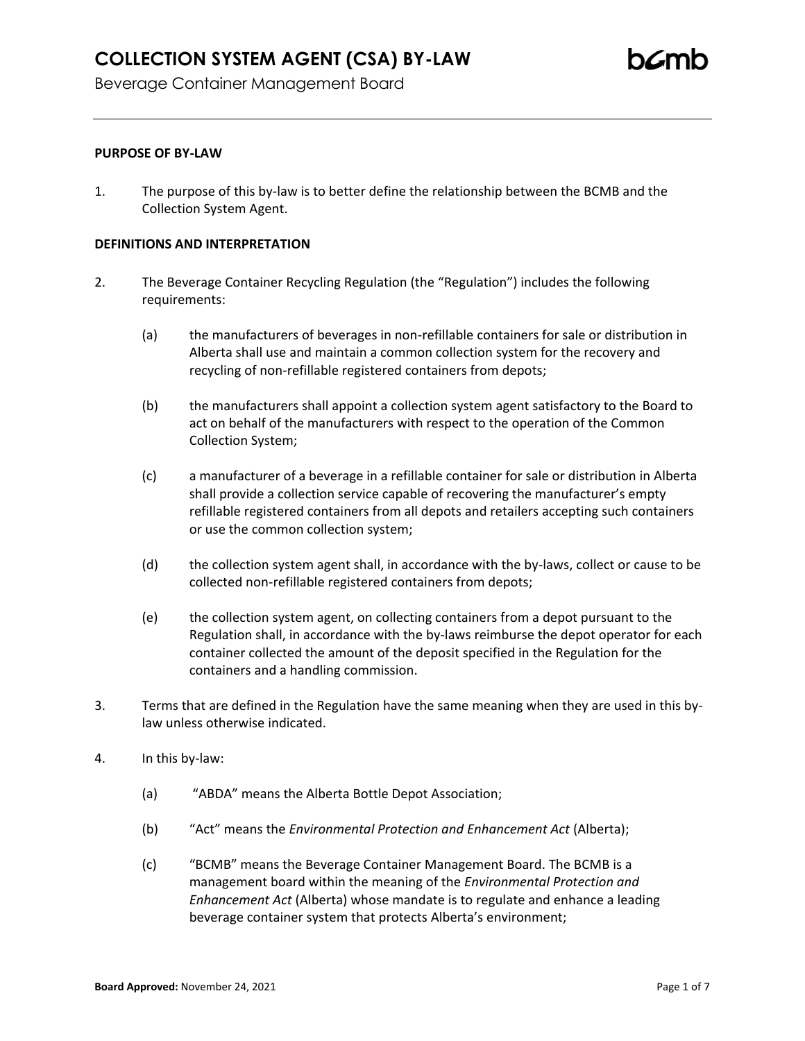# COLLECTION SYSTEM AGENT (CSA) BY-LAW

Beverage Container Management Board

**PURPOSE OF BY-LAW**

1. The purpose of this by-law is to better define the relationship between the BCMB and the Collection System Agent.

**DEFINITIONS AND INTERPRETATION**

2. The Beverage Container Recycling Regulation (the "Regulation") includes the following requirements:

   (a) the manufacturers of beverages in non-refillable containers for sale or distribution in Alberta shall use and maintain a common collection system for the recovery and recycling of non-refillable registered containers from depots;

   (b) the manufacturers shall appoint a collection system agent satisfactory to the Board to act on behalf of the manufacturers with respect to the operation of the Common Collection System;

   (c) a manufacturer of a beverage in a refillable container for sale or distribution in Alberta shall provide a collection service capable of recovering the manufacturer's empty refillable registered containers from all depots and retailers accepting such containers or use the common collection system;

   (d) the collection system agent shall, in accordance with the by-laws, collect or cause to be collected non-refillable registered containers from depots;

   (e) the collection system agent, on collecting containers from a depot pursuant to the Regulation shall, in accordance with the by-laws reimburse the depot operator for each container collected the amount of the deposit specified in the Regulation for the containers and a handling commission.

3. Terms that are defined in the Regulation have the same meaning when they are used in this by-law unless otherwise indicated.

4. In this by-law:

   (a) "ABDA" means the Alberta Bottle Depot Association;

   (b) "Act" means the *Environmental Protection and Enhancement Act* (Alberta);

   (c) "BCMB" means the Beverage Container Management Board. The BCMB is a management board within the meaning of the *Environmental Protection and Enhancement Act* (Alberta) whose mandate is to regulate and enhance a leading beverage container system that protects Alberta's environment;

**Board Approved:** November 24, 2021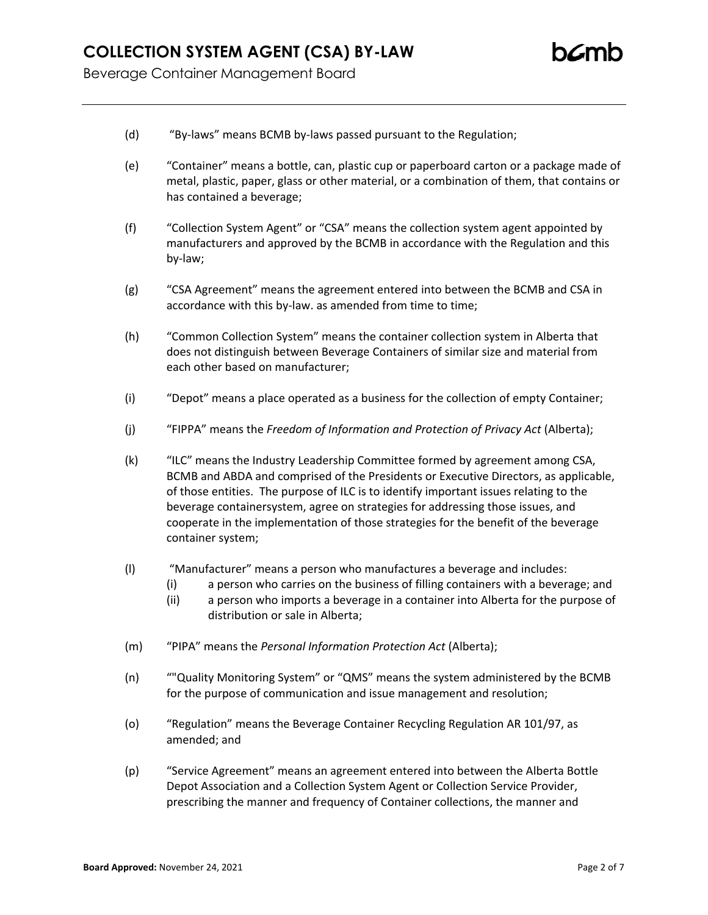(d) "By-laws" means BCMB by-laws passed pursuant to the Regulation;

(e) "Container" means a bottle, can, plastic cup or paperboard carton or a package made of metal, plastic, paper, glass or other material, or a combination of them, that contains or has contained a beverage;

(f) "Collection System Agent" or "CSA" means the collection system agent appointed by manufacturers and approved by the BCMB in accordance with the Regulation and this by-law;

(g) "CSA Agreement" means the agreement entered into between the BCMB and CSA in accordance with this by-law. as amended from time to time;

(h) "Common Collection System" means the container collection system in Alberta that does not distinguish between Beverage Containers of similar size and material from each other based on manufacturer;

(i) "Depot" means a place operated as a business for the collection of empty Container;

(j) "FIPPA" means the *Freedom of Information and Protection of Privacy Act* (Alberta);

(k) "ILC" means the Industry Leadership Committee formed by agreement among CSA, BCMB and ABDA and comprised of the Presidents or Executive Directors, as applicable, of those entities. The purpose of ILC is to identify important issues relating to the beverage containersystem, agree on strategies for addressing those issues, and cooperate in the implementation of those strategies for the benefit of the beverage container system;

(l) "Manufacturer" means a person who manufactures a beverage and includes:
- (i) a person who carries on the business of filling containers with a beverage; and
- (ii) a person who imports a beverage in a container into Alberta for the purpose of distribution or sale in Alberta;

(m) "PIPA" means the *Personal Information Protection Act* (Alberta);

(n) ""Quality Monitoring System" or "QMS" means the system administered by the BCMB for the purpose of communication and issue management and resolution;

(o) "Regulation" means the Beverage Container Recycling Regulation AR 101/97, as amended; and

(p) "Service Agreement" means an agreement entered into between the Alberta Bottle Depot Association and a Collection System Agent or Collection Service Provider, prescribing the manner and frequency of Container collections, the manner and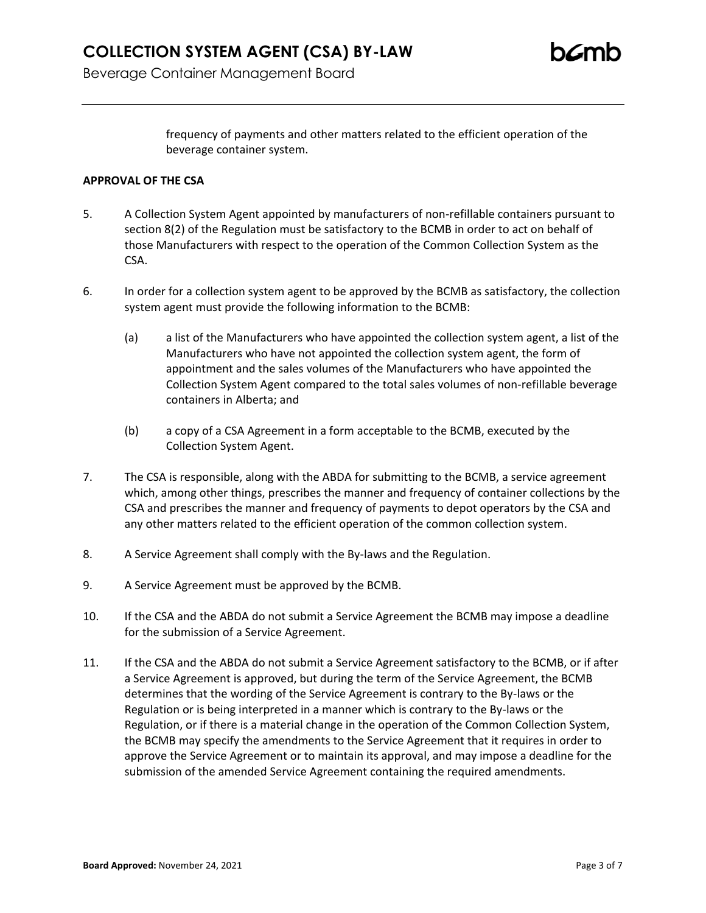frequency of payments and other matters related to the efficient operation of the beverage container system.

**APPROVAL OF THE CSA**

5. A Collection System Agent appointed by manufacturers of non-refillable containers pursuant to section 8(2) of the Regulation must be satisfactory to the BCMB in order to act on behalf of those Manufacturers with respect to the operation of the Common Collection System as the CSA.

6. In order for a collection system agent to be approved by the BCMB as satisfactory, the collection system agent must provide the following information to the BCMB:

   (a) a list of the Manufacturers who have appointed the collection system agent, a list of the Manufacturers who have not appointed the collection system agent, the form of appointment and the sales volumes of the Manufacturers who have appointed the Collection System Agent compared to the total sales volumes of non-refillable beverage containers in Alberta; and

   (b) a copy of a CSA Agreement in a form acceptable to the BCMB, executed by the Collection System Agent.

7. The CSA is responsible, along with the ABDA for submitting to the BCMB, a service agreement which, among other things, prescribes the manner and frequency of container collections by the CSA and prescribes the manner and frequency of payments to depot operators by the CSA and any other matters related to the efficient operation of the common collection system.

8. A Service Agreement shall comply with the By-laws and the Regulation.

9. A Service Agreement must be approved by the BCMB.

10. If the CSA and the ABDA do not submit a Service Agreement the BCMB may impose a deadline for the submission of a Service Agreement.

11. If the CSA and the ABDA do not submit a Service Agreement satisfactory to the BCMB, or if after a Service Agreement is approved, but during the term of the Service Agreement, the BCMB determines that the wording of the Service Agreement is contrary to the By-laws or the Regulation or is being interpreted in a manner which is contrary to the By-laws or the Regulation, or if there is a material change in the operation of the Common Collection System, the BCMB may specify the amendments to the Service Agreement that it requires in order to approve the Service Agreement or to maintain its approval, and may impose a deadline for the submission of the amended Service Agreement containing the required amendments.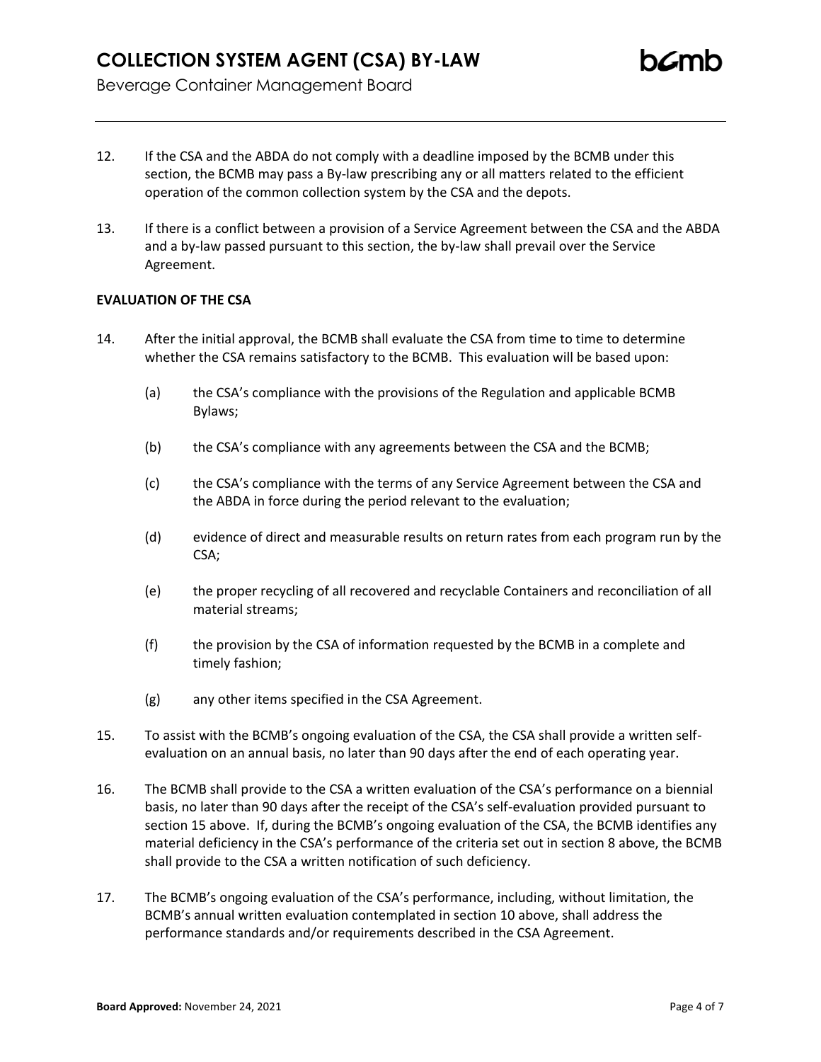12. If the CSA and the ABDA do not comply with a deadline imposed by the BCMB under this section, the BCMB may pass a By-law prescribing any or all matters related to the efficient operation of the common collection system by the CSA and the depots.

13. If there is a conflict between a provision of a Service Agreement between the CSA and the ABDA and a by-law passed pursuant to this section, the by-law shall prevail over the Service Agreement.

**EVALUATION OF THE CSA**

14. After the initial approval, the BCMB shall evaluate the CSA from time to time to determine whether the CSA remains satisfactory to the BCMB. This evaluation will be based upon:

    (a) the CSA's compliance with the provisions of the Regulation and applicable BCMB Bylaws;

    (b) the CSA's compliance with any agreements between the CSA and the BCMB;

    (c) the CSA's compliance with the terms of any Service Agreement between the CSA and the ABDA in force during the period relevant to the evaluation;

    (d) evidence of direct and measurable results on return rates from each program run by the CSA;

    (e) the proper recycling of all recovered and recyclable Containers and reconciliation of all material streams;

    (f) the provision by the CSA of information requested by the BCMB in a complete and timely fashion;

    (g) any other items specified in the CSA Agreement.

15. To assist with the BCMB's ongoing evaluation of the CSA, the CSA shall provide a written self-evaluation on an annual basis, no later than 90 days after the end of each operating year.

16. The BCMB shall provide to the CSA a written evaluation of the CSA's performance on a biennial basis, no later than 90 days after the receipt of the CSA's self-evaluation provided pursuant to section 15 above. If, during the BCMB's ongoing evaluation of the CSA, the BCMB identifies any material deficiency in the CSA's performance of the criteria set out in section 8 above, the BCMB shall provide to the CSA a written notification of such deficiency.

17. The BCMB's ongoing evaluation of the CSA's performance, including, without limitation, the BCMB's annual written evaluation contemplated in section 10 above, shall address the performance standards and/or requirements described in the CSA Agreement.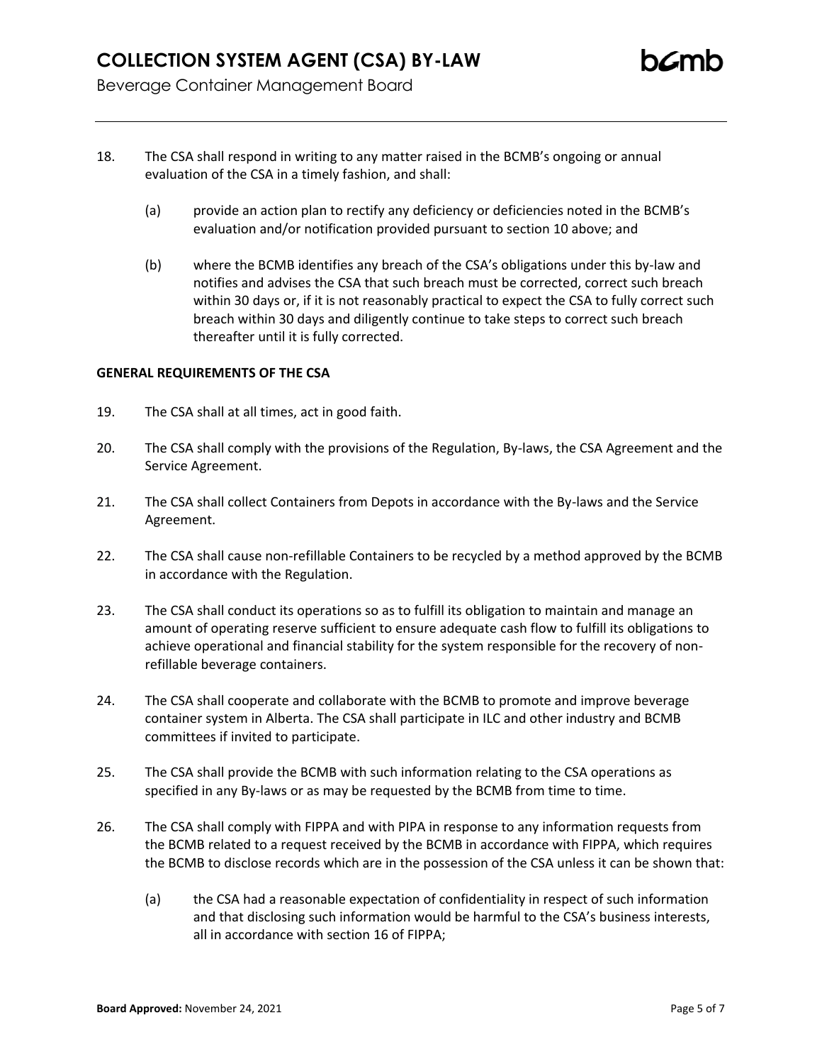18. The CSA shall respond in writing to any matter raised in the BCMB's ongoing or annual evaluation of the CSA in a timely fashion, and shall:

    (a) provide an action plan to rectify any deficiency or deficiencies noted in the BCMB's evaluation and/or notification provided pursuant to section 10 above; and

    (b) where the BCMB identifies any breach of the CSA's obligations under this by-law and notifies and advises the CSA that such breach must be corrected, correct such breach within 30 days or, if it is not reasonably practical to expect the CSA to fully correct such breach within 30 days and diligently continue to take steps to correct such breach thereafter until it is fully corrected.

**GENERAL REQUIREMENTS OF THE CSA**

19. The CSA shall at all times, act in good faith.

20. The CSA shall comply with the provisions of the Regulation, By-laws, the CSA Agreement and the Service Agreement.

21. The CSA shall collect Containers from Depots in accordance with the By-laws and the Service Agreement.

22. The CSA shall cause non-refillable Containers to be recycled by a method approved by the BCMB in accordance with the Regulation.

23. The CSA shall conduct its operations so as to fulfill its obligation to maintain and manage an amount of operating reserve sufficient to ensure adequate cash flow to fulfill its obligations to achieve operational and financial stability for the system responsible for the recovery of non-refillable beverage containers.

24. The CSA shall cooperate and collaborate with the BCMB to promote and improve beverage container system in Alberta. The CSA shall participate in ILC and other industry and BCMB committees if invited to participate.

25. The CSA shall provide the BCMB with such information relating to the CSA operations as specified in any By-laws or as may be requested by the BCMB from time to time.

26. The CSA shall comply with FIPPA and with PIPA in response to any information requests from the BCMB related to a request received by the BCMB in accordance with FIPPA, which requires the BCMB to disclose records which are in the possession of the CSA unless it can be shown that:

    (a) the CSA had a reasonable expectation of confidentiality in respect of such information and that disclosing such information would be harmful to the CSA's business interests, all in accordance with section 16 of FIPPA;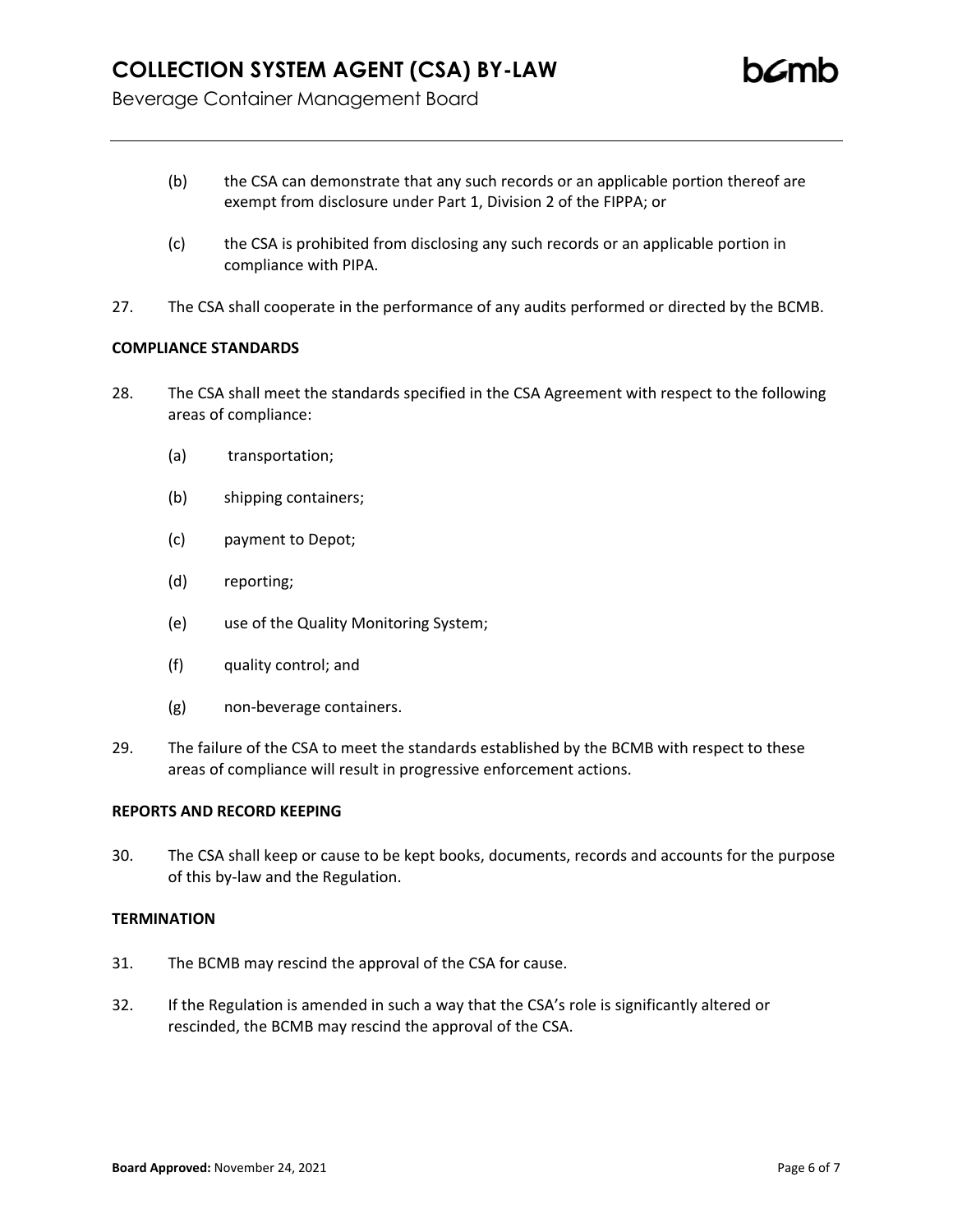(b) the CSA can demonstrate that any such records or an applicable portion thereof are exempt from disclosure under Part 1, Division 2 of the FIPPA; or

(c) the CSA is prohibited from disclosing any such records or an applicable portion in compliance with PIPA.

27. The CSA shall cooperate in the performance of any audits performed or directed by the BCMB.

**COMPLIANCE STANDARDS**

28. The CSA shall meet the standards specified in the CSA Agreement with respect to the following areas of compliance:

    (a) transportation;

    (b) shipping containers;

    (c) payment to Depot;

    (d) reporting;

    (e) use of the Quality Monitoring System;

    (f) quality control; and

    (g) non-beverage containers.

29. The failure of the CSA to meet the standards established by the BCMB with respect to these areas of compliance will result in progressive enforcement actions.

**REPORTS AND RECORD KEEPING**

30. The CSA shall keep or cause to be kept books, documents, records and accounts for the purpose of this by-law and the Regulation.

**TERMINATION**

31. The BCMB may rescind the approval of the CSA for cause.

32. If the Regulation is amended in such a way that the CSA's role is significantly altered or rescinded, the BCMB may rescind the approval of the CSA.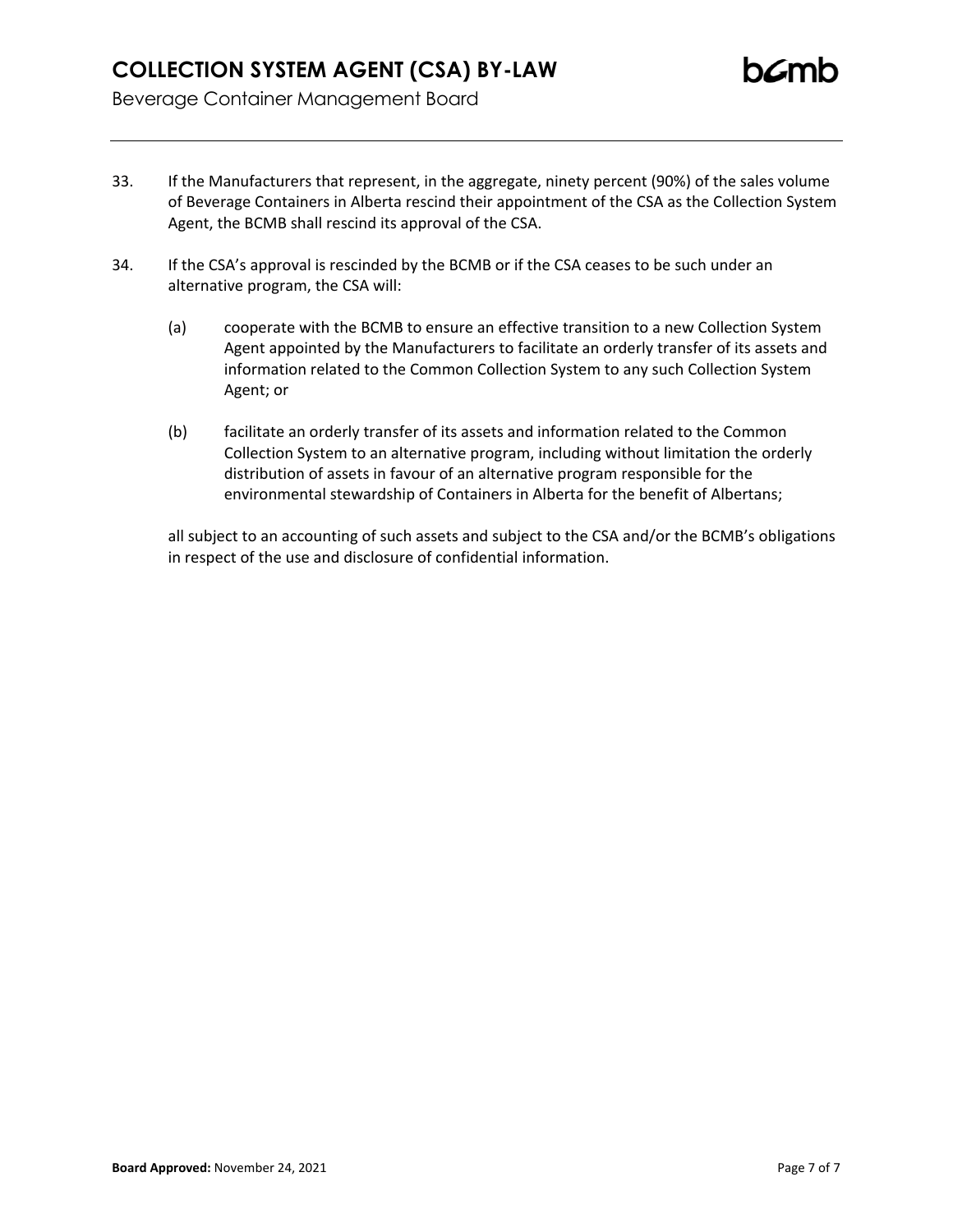33. If the Manufacturers that represent, in the aggregate, ninety percent (90%) of the sales volume of Beverage Containers in Alberta rescind their appointment of the CSA as the Collection System Agent, the BCMB shall rescind its approval of the CSA.

34. If the CSA's approval is rescinded by the BCMB or if the CSA ceases to be such under an alternative program, the CSA will:

    (a) cooperate with the BCMB to ensure an effective transition to a new Collection System Agent appointed by the Manufacturers to facilitate an orderly transfer of its assets and information related to the Common Collection System to any such Collection System Agent; or

    (b) facilitate an orderly transfer of its assets and information related to the Common Collection System to an alternative program, including without limitation the orderly distribution of assets in favour of an alternative program responsible for the environmental stewardship of Containers in Alberta for the benefit of Albertans;

    all subject to an accounting of such assets and subject to the CSA and/or the BCMB's obligations in respect of the use and disclosure of confidential information.